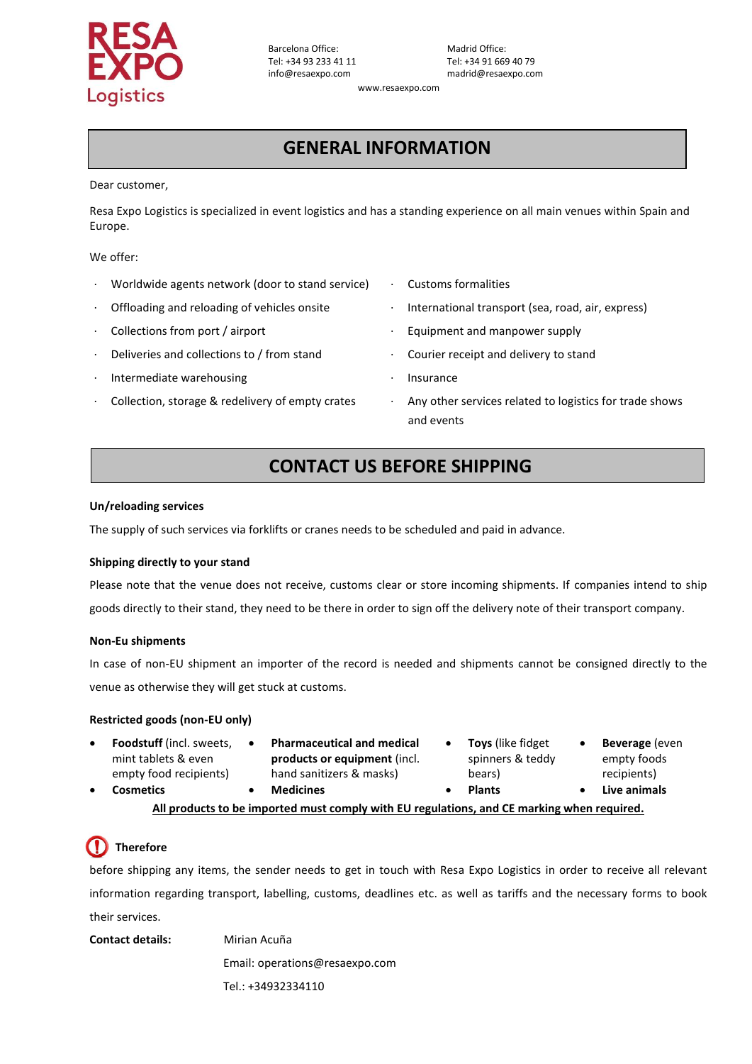RESA EXPO Logistics

Barcelona Office:
Tel: +34 93 233 41 11
info@resaexpo.com

Madrid Office:
Tel: +34 91 669 40 79
madrid@resaexpo.com

www.resaexpo.com

## GENERAL INFORMATION

Dear customer,

Resa Expo Logistics is specialized in event logistics and has a standing experience on all main venues within Spain and Europe.

We offer:

- Worldwide agents network (door to stand service)
- Offloading and reloading of vehicles onsite
- Collections from port / airport
- Deliveries and collections to / from stand
- Intermediate warehousing
- Collection, storage & redelivery of empty crates
- Customs formalities
- International transport (sea, road, air, express)
- Equipment and manpower supply
- Courier receipt and delivery to stand
- Insurance
- Any other services related to logistics for trade shows and events

## CONTACT US BEFORE SHIPPING

**Un/reloading services**

The supply of such services via forklifts or cranes needs to be scheduled and paid in advance.

**Shipping directly to your stand**

Please note that the venue does not receive, customs clear or store incoming shipments. If companies intend to ship goods directly to their stand, they need to be there in order to sign off the delivery note of their transport company.

**Non-Eu shipments**

In case of non-EU shipment an importer of the record is needed and shipments cannot be consigned directly to the venue as otherwise they will get stuck at customs.

**Restricted goods (non-EU only)**

- **Foodstuff** (incl. sweets, mint tablets & even empty food recipients)
- **Pharmaceutical and medical products or equipment** (incl. hand sanitizers & masks)
- **Toys** (like fidget spinners & teddy bears)
- **Beverage** (even empty foods recipients)
- **Cosmetics**
- **Medicines**
- **Plants**
- **Live animals**

**All products to be imported must comply with EU regulations, and CE marking when required.**

**Therefore**

before shipping any items, the sender needs to get in touch with Resa Expo Logistics in order to receive all relevant information regarding transport, labelling, customs, deadlines etc. as well as tariffs and the necessary forms to book their services.

**Contact details:** Mirian Acuña
Email: operations@resaexpo.com
Tel.: +34932334110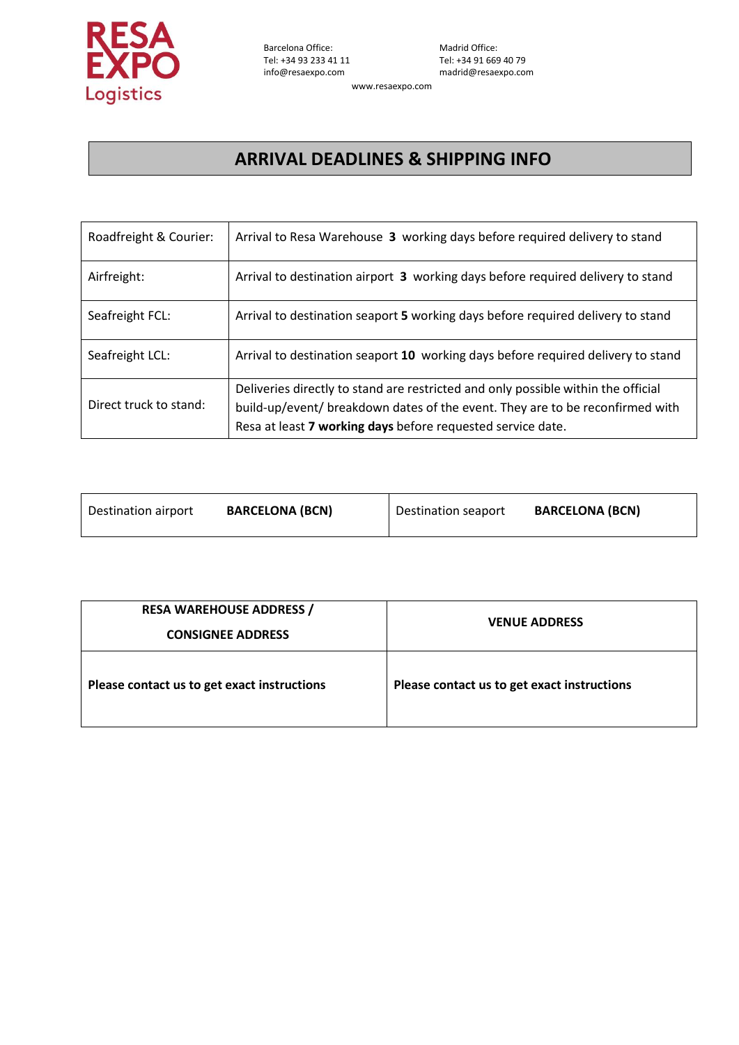RESA EXPO Logistics

Barcelona Office:
Tel: +34 93 233 41 11
info@resaexpo.com

Madrid Office:
Tel: +34 91 669 40 79
madrid@resaexpo.com

www.resaexpo.com

# ARRIVAL DEADLINES & SHIPPING INFO

| | |
|---|---|
| Roadfreight & Courier: | Arrival to Resa Warehouse **3** working days before required delivery to stand |
| Airfreight: | Arrival to destination airport **3** working days before required delivery to stand |
| Seafreight FCL: | Arrival to destination seaport **5** working days before required delivery to stand |
| Seafreight LCL: | Arrival to destination seaport **10** working days before required delivery to stand |
| Direct truck to stand: | Deliveries directly to stand are restricted and only possible within the official build-up/event/ breakdown dates of the event. They are to be reconfirmed with Resa at least **7 working days** before requested service date. |

| | | | |
|---|---|---|---|
| Destination airport | **BARCELONA (BCN)** | Destination seaport | **BARCELONA (BCN)** |

| **RESA WAREHOUSE ADDRESS / CONSIGNEE ADDRESS** | **VENUE ADDRESS** |
|---|---|
| **Please contact us to get exact instructions** | **Please contact us to get exact instructions** |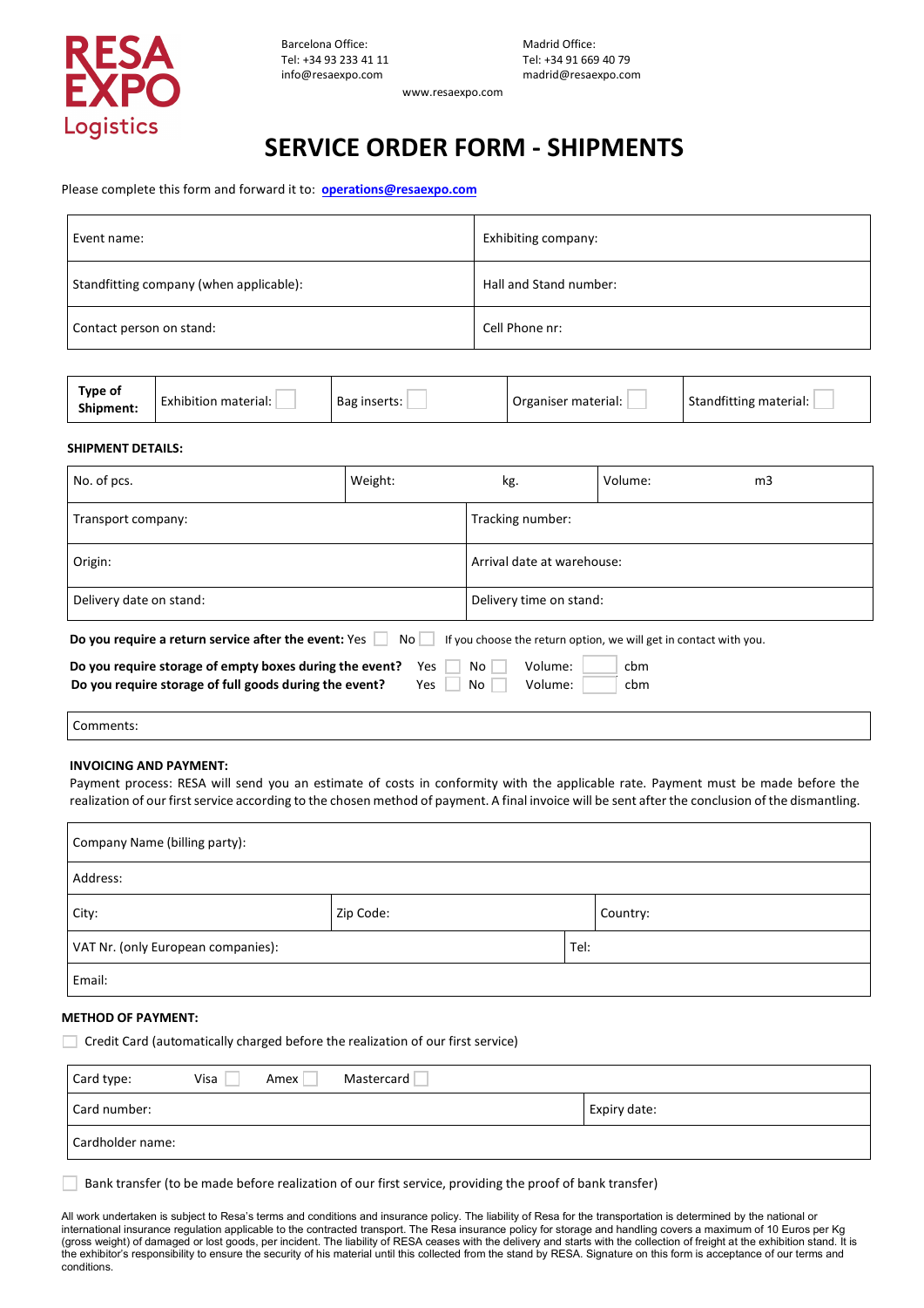RESA EXPO Logistics

Barcelona Office:
Tel: +34 93 233 41 11
info@resaexpo.com

Madrid Office:
Tel: +34 91 669 40 79
madrid@resaexpo.com

www.resaexpo.com

# SERVICE ORDER FORM - SHIPMENTS

Please complete this form and forward it to: **operations@resaexpo.com**

| Event name: | Exhibiting company: |
|---|---|
| Standfitting company (when applicable): | Hall and Stand number: |
| Contact person on stand: | Cell Phone nr: |

| **Type of Shipment:** | Exhibition material: ☐ | Bag inserts: ☐ | Organiser material: ☐ | Standfitting material: ☐ |
|---|---|---|---|---|

**SHIPMENT DETAILS:**

| No. of pcs. | Weight: kg. | Volume: m3 |
|---|---|---|
| Transport company: | Tracking number: | |
| Origin: | Arrival date at warehouse: | |
| Delivery date on stand: | Delivery time on stand: | |

**Do you require a return service after the event:** Yes ☐ No ☐ If you choose the return option, we will get in contact with you.

**Do you require storage of empty boxes during the event?** Yes ☐ No ☐ Volume: ☐ cbm
**Do you require storage of full goods during the event?** Yes ☐ No ☐ Volume: ☐ cbm

| Comments: |
|---|

**INVOICING AND PAYMENT:**
Payment process: RESA will send you an estimate of costs in conformity with the applicable rate. Payment must be made before the realization of our first service according to the chosen method of payment. A final invoice will be sent after the conclusion of the dismantling.

| Company Name (billing party): | | |
|---|---|---|
| Address: | | |
| City: | Zip Code: | Country: |
| VAT Nr. (only European companies): | Tel: | |
| Email: | | |

**METHOD OF PAYMENT:**

☐ Credit Card (automatically charged before the realization of our first service)

| Card type: Visa ☐ Amex ☐ Mastercard ☐ | |
|---|---|
| Card number: | Expiry date: |
| Cardholder name: | |

☐ Bank transfer (to be made before realization of our first service, providing the proof of bank transfer)

All work undertaken is subject to Resa's terms and conditions and insurance policy. The liability of Resa for the transportation is determined by the national or international insurance regulation applicable to the contracted transport. The Resa insurance policy for storage and handling covers a maximum of 10 Euros per Kg (gross weight) of damaged or lost goods, per incident. The liability of RESA ceases with the delivery and starts with the collection of freight at the exhibition stand. It is the exhibitor's responsibility to ensure the security of his material until this collected from the stand by RESA. Signature on this form is acceptance of our terms and conditions.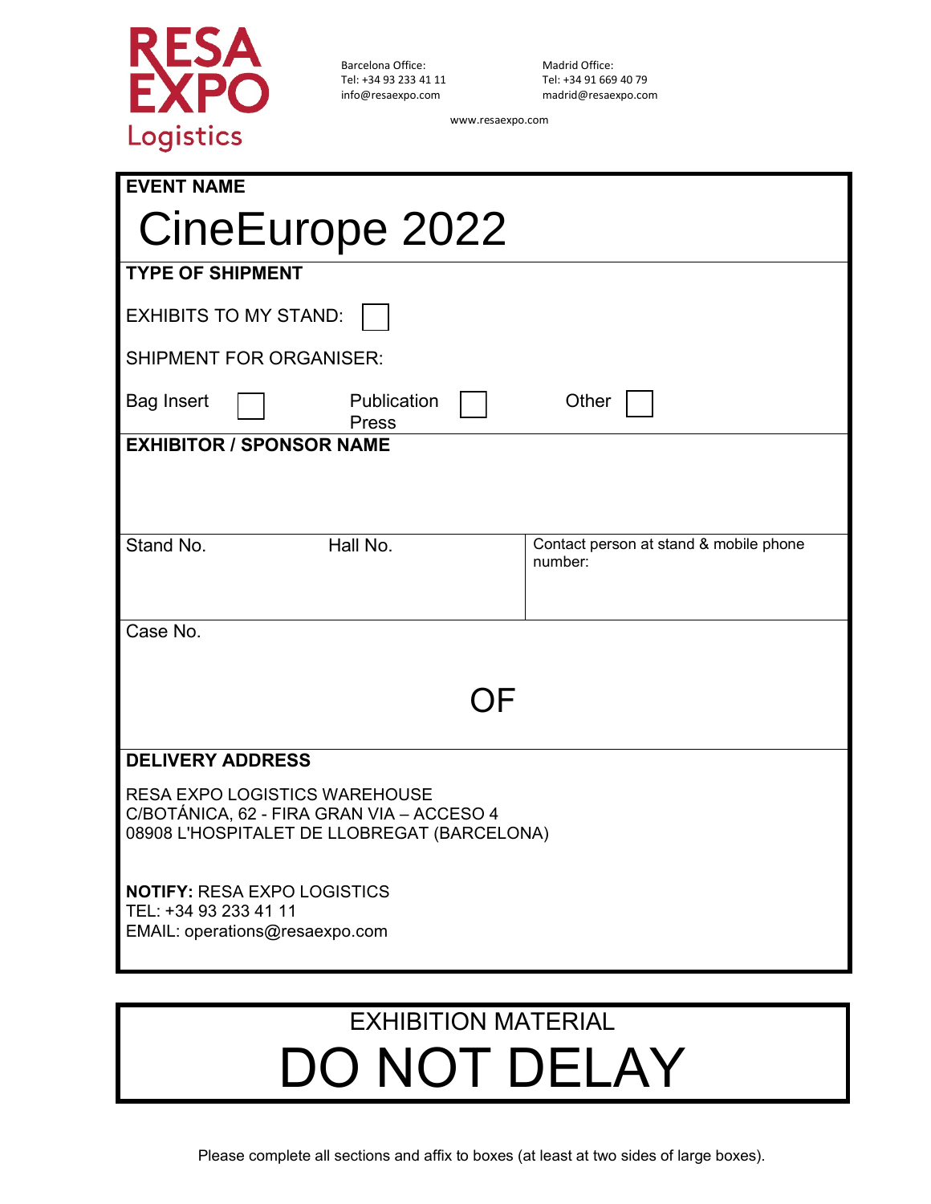**RESA EXPO Logistics**

Barcelona Office:
Tel: +34 93 233 41 11
info@resaexpo.com

Madrid Office:
Tel: +34 91 669 40 79
madrid@resaexpo.com

www.resaexpo.com

**EVENT NAME**

# CineEurope 2022

**TYPE OF SHIPMENT**

EXHIBITS TO MY STAND: ☐

SHIPMENT FOR ORGANISER:

Bag Insert ☐ Publication Press ☐ Other ☐

**EXHIBITOR / SPONSOR NAME**

| | |
|---|---|
| Stand No. Hall No. | Contact person at stand & mobile phone number: |

Case No.

OF

**DELIVERY ADDRESS**

RESA EXPO LOGISTICS WAREHOUSE
C/BOTÁNICA, 62 - FIRA GRAN VIA – ACCESO 4
08908 L'HOSPITALET DE LLOBREGAT (BARCELONA)

**NOTIFY:** RESA EXPO LOGISTICS
TEL: +34 93 233 41 11
EMAIL: operations@resaexpo.com

EXHIBITION MATERIAL

# DO NOT DELAY

Please complete all sections and affix to boxes (at least at two sides of large boxes).